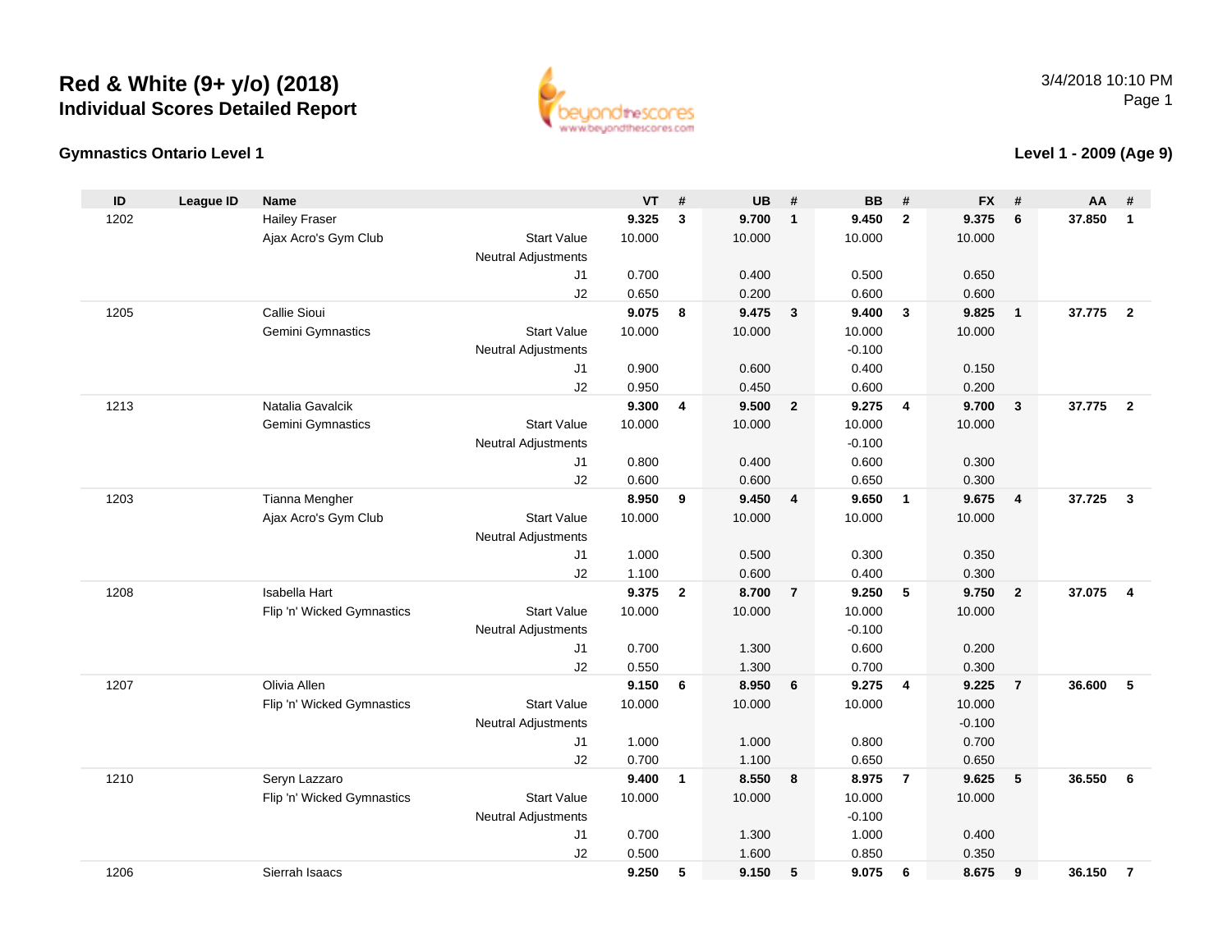# Red & White (9+ y/o) (2018)
## Individual Scores Detailed Report

3/4/2018 10:10 PM

### Gymnastics Ontario Level 1

### Level 1 - 2009 (Age 9)

| ID | League ID | Name | | | VT | # | UB | # | BB | # | FX | # | AA | # |
|---|---|---|---|---|---|---|---|---|---|---|---|---|---|---|
| 1202 | | Hailey Fraser | | | **9.325** | **3** | **9.700** | **1** | **9.450** | **2** | **9.375** | **6** | **37.850** | **1** |
| | | Ajax Acro's Gym Club | Start Value | | 10.000 | | 10.000 | | 10.000 | | 10.000 | | | |
| | | | Neutral Adjustments | | | | | | | | | | | |
| | | | | J1 | 0.700 | | 0.400 | | 0.500 | | 0.650 | | | |
| | | | | J2 | 0.650 | | 0.200 | | 0.600 | | 0.600 | | | |
| 1205 | | Callie Sioui | | | **9.075** | **8** | **9.475** | **3** | **9.400** | **3** | **9.825** | **1** | **37.775** | **2** |
| | | Gemini Gymnastics | Start Value | | 10.000 | | 10.000 | | 10.000 | | 10.000 | | | |
| | | | Neutral Adjustments | | | | | | -0.100 | | | | | |
| | | | | J1 | 0.900 | | 0.600 | | 0.400 | | 0.150 | | | |
| | | | | J2 | 0.950 | | 0.450 | | 0.600 | | 0.200 | | | |
| 1213 | | Natalia Gavalcik | | | **9.300** | **4** | **9.500** | **2** | **9.275** | **4** | **9.700** | **3** | **37.775** | **2** |
| | | Gemini Gymnastics | Start Value | | 10.000 | | 10.000 | | 10.000 | | 10.000 | | | |
| | | | Neutral Adjustments | | | | | | -0.100 | | | | | |
| | | | | J1 | 0.800 | | 0.400 | | 0.600 | | 0.300 | | | |
| | | | | J2 | 0.600 | | 0.600 | | 0.650 | | 0.300 | | | |
| 1203 | | Tianna Mengher | | | **8.950** | **9** | **9.450** | **4** | **9.650** | **1** | **9.675** | **4** | **37.725** | **3** |
| | | Ajax Acro's Gym Club | Start Value | | 10.000 | | 10.000 | | 10.000 | | 10.000 | | | |
| | | | Neutral Adjustments | | | | | | | | | | | |
| | | | | J1 | 1.000 | | 0.500 | | 0.300 | | 0.350 | | | |
| | | | | J2 | 1.100 | | 0.600 | | 0.400 | | 0.300 | | | |
| 1208 | | Isabella Hart | | | **9.375** | **2** | **8.700** | **7** | **9.250** | **5** | **9.750** | **2** | **37.075** | **4** |
| | | Flip 'n' Wicked Gymnastics | Start Value | | 10.000 | | 10.000 | | 10.000 | | 10.000 | | | |
| | | | Neutral Adjustments | | | | | | -0.100 | | | | | |
| | | | | J1 | 0.700 | | 1.300 | | 0.600 | | 0.200 | | | |
| | | | | J2 | 0.550 | | 1.300 | | 0.700 | | 0.300 | | | |
| 1207 | | Olivia Allen | | | **9.150** | **6** | **8.950** | **6** | **9.275** | **4** | **9.225** | **7** | **36.600** | **5** |
| | | Flip 'n' Wicked Gymnastics | Start Value | | 10.000 | | 10.000 | | 10.000 | | 10.000 | | | |
| | | | Neutral Adjustments | | | | | | | | -0.100 | | | |
| | | | | J1 | 1.000 | | 1.000 | | 0.800 | | 0.700 | | | |
| | | | | J2 | 0.700 | | 1.100 | | 0.650 | | 0.650 | | | |
| 1210 | | Seryn Lazzaro | | | **9.400** | **1** | **8.550** | **8** | **8.975** | **7** | **9.625** | **5** | **36.550** | **6** |
| | | Flip 'n' Wicked Gymnastics | Start Value | | 10.000 | | 10.000 | | 10.000 | | 10.000 | | | |
| | | | Neutral Adjustments | | | | | | -0.100 | | | | | |
| | | | | J1 | 0.700 | | 1.300 | | 1.000 | | 0.400 | | | |
| | | | | J2 | 0.500 | | 1.600 | | 0.850 | | 0.350 | | | |
| 1206 | | Sierrah Isaacs | | | **9.250** | **5** | **9.150** | **5** | **9.075** | **6** | **8.675** | **9** | **36.150** | **7** |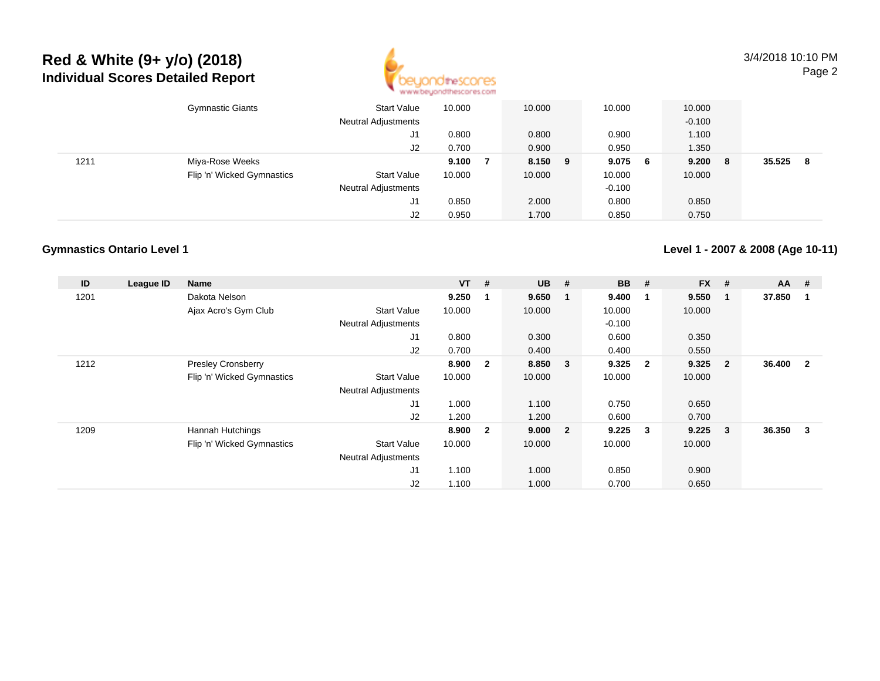# Red & White (9+ y/o) (2018)

## Individual Scores Detailed Report

3/4/2018 10:10 PM

| ID | League ID | Name | | VT | # | UB | # | BB | # | FX | # | AA | # |
|---|---|---|---|---|---|---|---|---|---|---|---|---|---|
| | | Gymnastic Giants | Start Value | 10.000 | | 10.000 | | 10.000 | | 10.000 | | | |
| | | | Neutral Adjustments | | | | | | | -0.100 | | | |
| | | | J1 | 0.800 | | 0.800 | | 0.900 | | 1.100 | | | |
| | | | J2 | 0.700 | | 0.900 | | 0.950 | | 1.350 | | | |
| 1211 | | Miya-Rose Weeks | | **9.100** | **7** | **8.150** | **9** | **9.075** | **6** | **9.200** | **8** | **35.525** | **8** |
| | | Flip 'n' Wicked Gymnastics | Start Value | 10.000 | | 10.000 | | 10.000 | | 10.000 | | | |
| | | | Neutral Adjustments | | | | | -0.100 | | | | | |
| | | | J1 | 0.850 | | 2.000 | | 0.800 | | 0.850 | | | |
| | | | J2 | 0.950 | | 1.700 | | 0.850 | | 0.750 | | | |

### Gymnastics Ontario Level 1

### Level 1 - 2007 & 2008 (Age 10-11)

| ID | League ID | Name | | VT | # | UB | # | BB | # | FX | # | AA | # |
|---|---|---|---|---|---|---|---|---|---|---|---|---|---|
| 1201 | | Dakota Nelson | | **9.250** | **1** | **9.650** | **1** | **9.400** | **1** | **9.550** | **1** | **37.850** | **1** |
| | | Ajax Acro's Gym Club | Start Value | 10.000 | | 10.000 | | 10.000 | | 10.000 | | | |
| | | | Neutral Adjustments | | | | | -0.100 | | | | | |
| | | | J1 | 0.800 | | 0.300 | | 0.600 | | 0.350 | | | |
| | | | J2 | 0.700 | | 0.400 | | 0.400 | | 0.550 | | | |
| 1212 | | Presley Cronsberry | | **8.900** | **2** | **8.850** | **3** | **9.325** | **2** | **9.325** | **2** | **36.400** | **2** |
| | | Flip 'n' Wicked Gymnastics | Start Value | 10.000 | | 10.000 | | 10.000 | | 10.000 | | | |
| | | | Neutral Adjustments | | | | | | | | | | |
| | | | J1 | 1.000 | | 1.100 | | 0.750 | | 0.650 | | | |
| | | | J2 | 1.200 | | 1.200 | | 0.600 | | 0.700 | | | |
| 1209 | | Hannah Hutchings | | **8.900** | **2** | **9.000** | **2** | **9.225** | **3** | **9.225** | **3** | **36.350** | **3** |
| | | Flip 'n' Wicked Gymnastics | Start Value | 10.000 | | 10.000 | | 10.000 | | 10.000 | | | |
| | | | Neutral Adjustments | | | | | | | | | | |
| | | | J1 | 1.100 | | 1.000 | | 0.850 | | 0.900 | | | |
| | | | J2 | 1.100 | | 1.000 | | 0.700 | | 0.650 | | | |